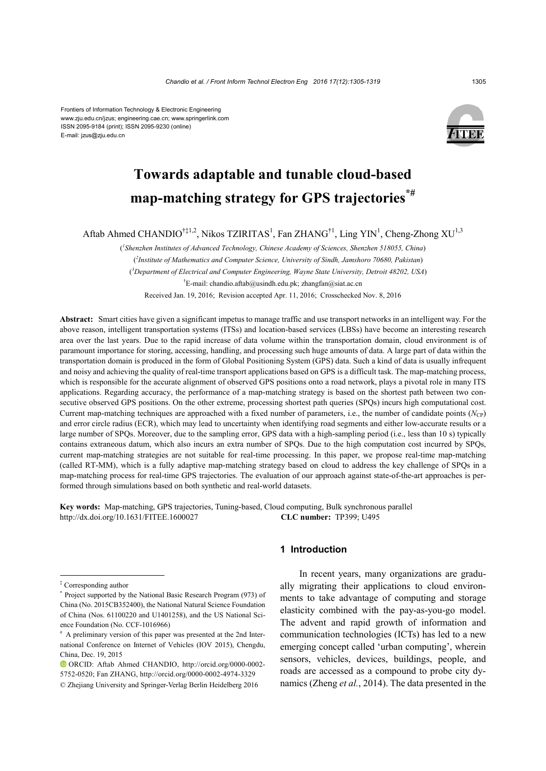Frontiers of Information Technology & Electronic Engineering
www.zju.edu.cn/jzus; engineering.cae.cn; www.springerlink.com
ISSN 2095-9184 (print); ISSN 2095-9230 (online)
E-mail: jzus@zju.edu.cn

# Towards adaptable and tunable cloud-based map-matching strategy for GPS trajectories[*#]

Aftab Ahmed CHANDIO[†‡1,2], Nikos TZIRITAS[1], Fan ZHANG[†1], Ling YIN[1], Cheng-Zhong XU[1,3]

([1]*Shenzhen Institutes of Advanced Technology, Chinese Academy of Sciences, Shenzhen 518055, China*)
([2]*Institute of Mathematics and Computer Science, University of Sindh, Jamshoro 70680, Pakistan*)
([3]*Department of Electrical and Computer Engineering, Wayne State University, Detroit 48202, USA*)
[†]E-mail: chandio.aftab@usindh.edu.pk; zhangfan@siat.ac.cn
Received Jan. 19, 2016; Revision accepted Apr. 11, 2016; Crosschecked Nov. 8, 2016

**Abstract:** Smart cities have given a significant impetus to manage traffic and use transport networks in an intelligent way. For the above reason, intelligent transportation systems (ITSs) and location-based services (LBSs) have become an interesting research area over the last years. Due to the rapid increase of data volume within the transportation domain, cloud environment is of paramount importance for storing, accessing, handling, and processing such huge amounts of data. A large part of data within the transportation domain is produced in the form of Global Positioning System (GPS) data. Such a kind of data is usually infrequent and noisy and achieving the quality of real-time transport applications based on GPS is a difficult task. The map-matching process, which is responsible for the accurate alignment of observed GPS positions onto a road network, plays a pivotal role in many ITS applications. Regarding accuracy, the performance of a map-matching strategy is based on the shortest path between two consecutive observed GPS positions. On the other extreme, processing shortest path queries (SPQs) incurs high computational cost. Current map-matching techniques are approached with a fixed number of parameters, i.e., the number of candidate points ($N_{\text{CP}}$) and error circle radius (ECR), which may lead to uncertainty when identifying road segments and either low-accurate results or a large number of SPQs. Moreover, due to the sampling error, GPS data with a high-sampling period (i.e., less than 10 s) typically contains extraneous datum, which also incurs an extra number of SPQs. Due to the high computation cost incurred by SPQs, current map-matching strategies are not suitable for real-time processing. In this paper, we propose real-time map-matching (called RT-MM), which is a fully adaptive map-matching strategy based on cloud to address the key challenge of SPQs in a map-matching process for real-time GPS trajectories. The evaluation of our approach against state-of-the-art approaches is performed through simulations based on both synthetic and real-world datasets.

**Key words:** Map-matching, GPS trajectories, Tuning-based, Cloud computing, Bulk synchronous parallel
http://dx.doi.org/10.1631/FITEE.1600027 **CLC number:** TP399; U495

## 1 Introduction

In recent years, many organizations are gradually migrating their applications to cloud environments to take advantage of computing and storage elasticity combined with the pay-as-you-go model. The advent and rapid growth of information and communication technologies (ICTs) has led to a new emerging concept called 'urban computing', wherein sensors, vehicles, devices, buildings, people, and roads are accessed as a compound to probe city dynamics (Zheng *et al.*, 2014). The data presented in the

---

[‡] Corresponding author

[*] Project supported by the National Basic Research Program (973) of China (No. 2015CB352400), the National Natural Science Foundation of China (Nos. 61100220 and U1401258), and the US National Science Foundation (No. CCF-1016966)

[#] A preliminary version of this paper was presented at the 2nd International Conference on Internet of Vehicles (IOV 2015), Chengdu, China, Dec. 19, 2015

ORCID: Aftab Ahmed CHANDIO, http://orcid.org/0000-0002-5752-0520; Fan ZHANG, http://orcid.org/0000-0002-4974-3329

© Zhejiang University and Springer-Verlag Berlin Heidelberg 2016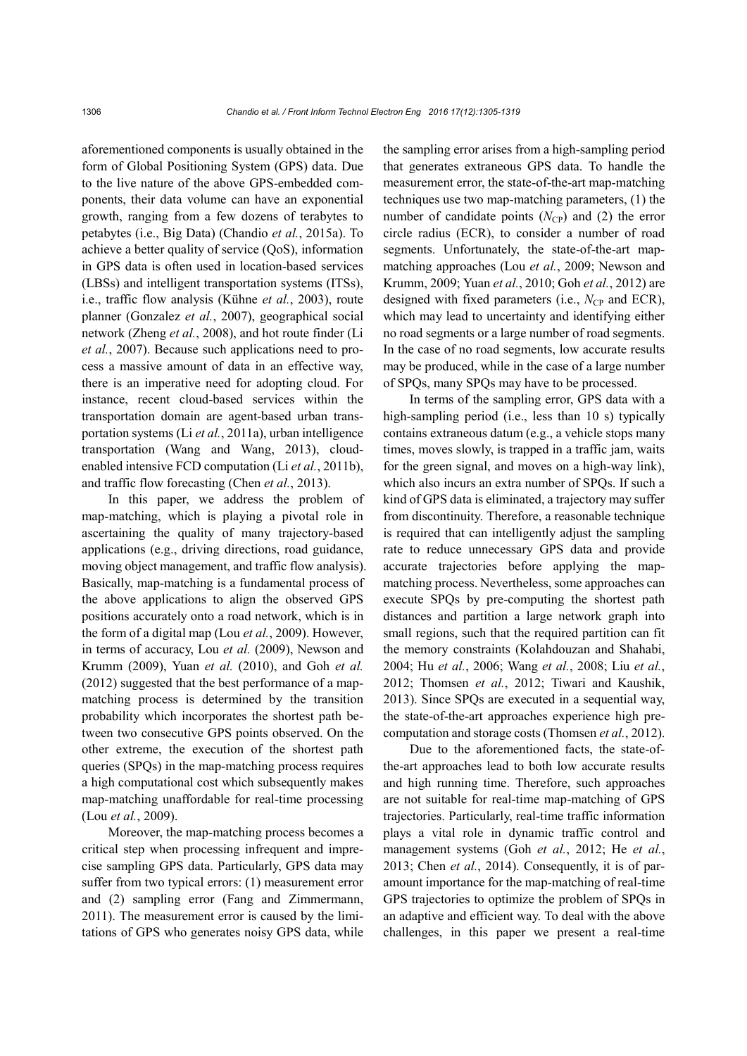aforementioned components is usually obtained in the form of Global Positioning System (GPS) data. Due to the live nature of the above GPS-embedded components, their data volume can have an exponential growth, ranging from a few dozens of terabytes to petabytes (i.e., Big Data) (Chandio *et al.*, 2015a). To achieve a better quality of service (QoS), information in GPS data is often used in location-based services (LBSs) and intelligent transportation systems (ITSs), i.e., traffic flow analysis (Kühne *et al.*, 2003), route planner (Gonzalez *et al.*, 2007), geographical social network (Zheng *et al.*, 2008), and hot route finder (Li *et al.*, 2007). Because such applications need to process a massive amount of data in an effective way, there is an imperative need for adopting cloud. For instance, recent cloud-based services within the transportation domain are agent-based urban transportation systems (Li *et al.*, 2011a), urban intelligence transportation (Wang and Wang, 2013), cloud-enabled intensive FCD computation (Li *et al.*, 2011b), and traffic flow forecasting (Chen *et al.*, 2013).

In this paper, we address the problem of map-matching, which is playing a pivotal role in ascertaining the quality of many trajectory-based applications (e.g., driving directions, road guidance, moving object management, and traffic flow analysis). Basically, map-matching is a fundamental process of the above applications to align the observed GPS positions accurately onto a road network, which is in the form of a digital map (Lou *et al.*, 2009). However, in terms of accuracy, Lou *et al.* (2009), Newson and Krumm (2009), Yuan *et al.* (2010), and Goh *et al.* (2012) suggested that the best performance of a map-matching process is determined by the transition probability which incorporates the shortest path between two consecutive GPS points observed. On the other extreme, the execution of the shortest path queries (SPQs) in the map-matching process requires a high computational cost which subsequently makes map-matching unaffordable for real-time processing (Lou *et al.*, 2009).

Moreover, the map-matching process becomes a critical step when processing infrequent and imprecise sampling GPS data. Particularly, GPS data may suffer from two typical errors: (1) measurement error and (2) sampling error (Fang and Zimmermann, 2011). The measurement error is caused by the limitations of GPS who generates noisy GPS data, while the sampling error arises from a high-sampling period that generates extraneous GPS data. To handle the measurement error, the state-of-the-art map-matching techniques use two map-matching parameters, (1) the number of candidate points ($N_{\text{CP}}$) and (2) the error circle radius (ECR), to consider a number of road segments. Unfortunately, the state-of-the-art map-matching approaches (Lou *et al.*, 2009; Newson and Krumm, 2009; Yuan *et al.*, 2010; Goh *et al.*, 2012) are designed with fixed parameters (i.e., $N_{\text{CP}}$ and ECR), which may lead to uncertainty and identifying either no road segments or a large number of road segments. In the case of no road segments, low accurate results may be produced, while in the case of a large number of SPQs, many SPQs may have to be processed.

In terms of the sampling error, GPS data with a high-sampling period (i.e., less than 10 s) typically contains extraneous datum (e.g., a vehicle stops many times, moves slowly, is trapped in a traffic jam, waits for the green signal, and moves on a high-way link), which also incurs an extra number of SPQs. If such a kind of GPS data is eliminated, a trajectory may suffer from discontinuity. Therefore, a reasonable technique is required that can intelligently adjust the sampling rate to reduce unnecessary GPS data and provide accurate trajectories before applying the map-matching process. Nevertheless, some approaches can execute SPQs by pre-computing the shortest path distances and partition a large network graph into small regions, such that the required partition can fit the memory constraints (Kolahdouzan and Shahabi, 2004; Hu *et al.*, 2006; Wang *et al.*, 2008; Liu *et al.*, 2012; Thomsen *et al.*, 2012; Tiwari and Kaushik, 2013). Since SPQs are executed in a sequential way, the state-of-the-art approaches experience high pre-computation and storage costs (Thomsen *et al.*, 2012).

Due to the aforementioned facts, the state-of-the-art approaches lead to both low accurate results and high running time. Therefore, such approaches are not suitable for real-time map-matching of GPS trajectories. Particularly, real-time traffic information plays a vital role in dynamic traffic control and management systems (Goh *et al.*, 2012; He *et al.*, 2013; Chen *et al.*, 2014). Consequently, it is of paramount importance for the map-matching of real-time GPS trajectories to optimize the problem of SPQs in an adaptive and efficient way. To deal with the above challenges, in this paper we present a real-time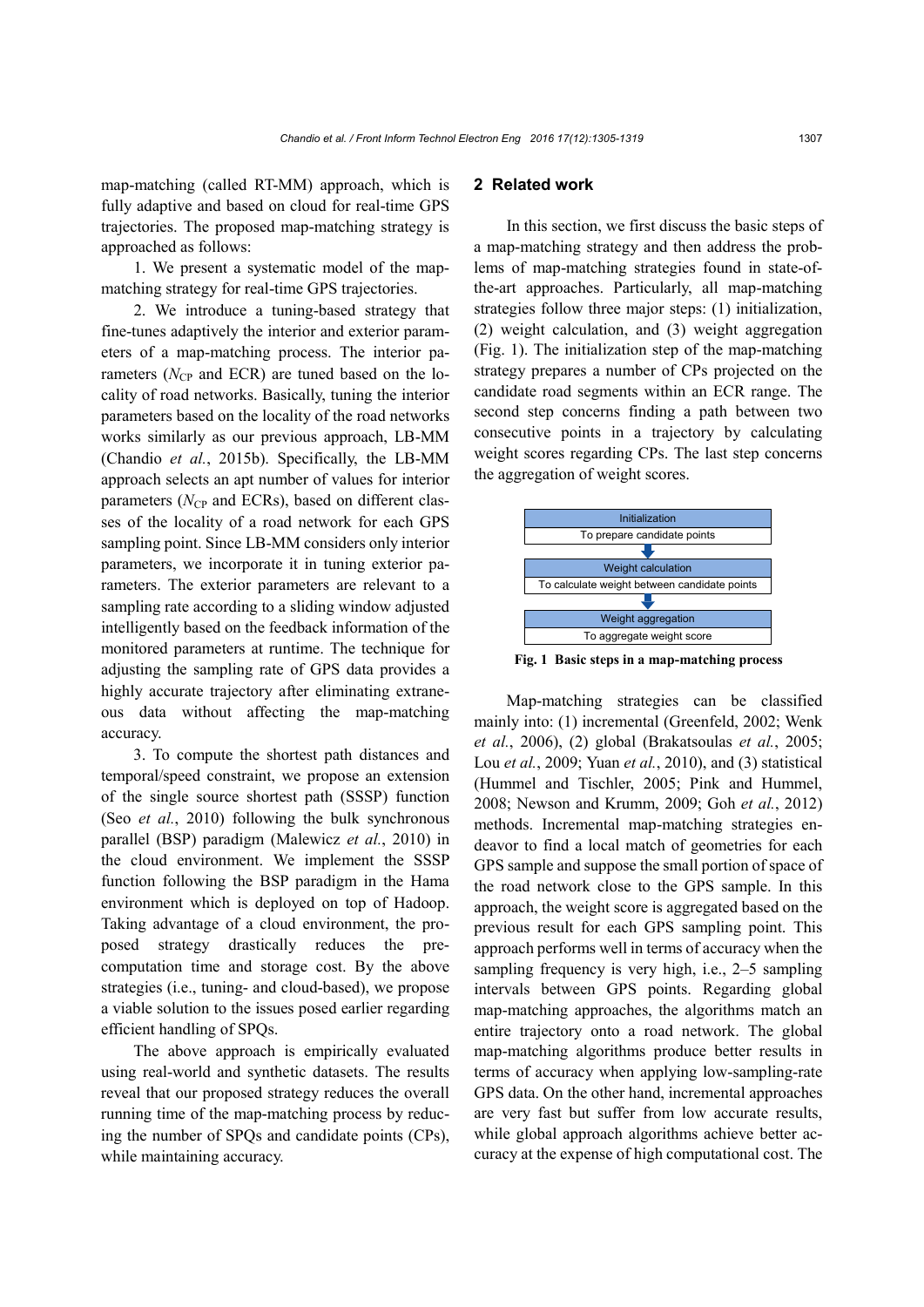map-matching (called RT-MM) approach, which is fully adaptive and based on cloud for real-time GPS trajectories. The proposed map-matching strategy is approached as follows:

1. We present a systematic model of the map-matching strategy for real-time GPS trajectories.

2. We introduce a tuning-based strategy that fine-tunes adaptively the interior and exterior parameters of a map-matching process. The interior parameters ($N_{CP}$ and ECR) are tuned based on the locality of road networks. Basically, tuning the interior parameters based on the locality of the road networks works similarly as our previous approach, LB-MM (Chandio *et al.*, 2015b). Specifically, the LB-MM approach selects an apt number of values for interior parameters ($N_{CP}$ and ECRs), based on different classes of the locality of a road network for each GPS sampling point. Since LB-MM considers only interior parameters, we incorporate it in tuning exterior parameters. The exterior parameters are relevant to a sampling rate according to a sliding window adjusted intelligently based on the feedback information of the monitored parameters at runtime. The technique for adjusting the sampling rate of GPS data provides a highly accurate trajectory after eliminating extraneous data without affecting the map-matching accuracy.

3. To compute the shortest path distances and temporal/speed constraint, we propose an extension of the single source shortest path (SSSP) function (Seo *et al.*, 2010) following the bulk synchronous parallel (BSP) paradigm (Malewicz *et al.*, 2010) in the cloud environment. We implement the SSSP function following the BSP paradigm in the Hama environment which is deployed on top of Hadoop. Taking advantage of a cloud environment, the proposed strategy drastically reduces the pre-computation time and storage cost. By the above strategies (i.e., tuning- and cloud-based), we propose a viable solution to the issues posed earlier regarding efficient handling of SPQs.

The above approach is empirically evaluated using real-world and synthetic datasets. The results reveal that our proposed strategy reduces the overall running time of the map-matching process by reducing the number of SPQs and candidate points (CPs), while maintaining accuracy.

## 2 Related work

In this section, we first discuss the basic steps of a map-matching strategy and then address the problems of map-matching strategies found in state-of-the-art approaches. Particularly, all map-matching strategies follow three major steps: (1) initialization, (2) weight calculation, and (3) weight aggregation (Fig. 1). The initialization step of the map-matching strategy prepares a number of CPs projected on the candidate road segments within an ECR range. The second step concerns finding a path between two consecutive points in a trajectory by calculating weight scores regarding CPs. The last step concerns the aggregation of weight scores.

| Initialization |
|---|
| To prepare candidate points |
| ↓ |
| Weight calculation |
| To calculate weight between candidate points |
| ↓ |
| Weight aggregation |
| To aggregate weight score |

**Fig. 1 Basic steps in a map-matching process**

Map-matching strategies can be classified mainly into: (1) incremental (Greenfeld, 2002; Wenk *et al.*, 2006), (2) global (Brakatsoulas *et al.*, 2005; Lou *et al.*, 2009; Yuan *et al.*, 2010), and (3) statistical (Hummel and Tischler, 2005; Pink and Hummel, 2008; Newson and Krumm, 2009; Goh *et al.*, 2012) methods. Incremental map-matching strategies endeavor to find a local match of geometries for each GPS sample and suppose the small portion of space of the road network close to the GPS sample. In this approach, the weight score is aggregated based on the previous result for each GPS sampling point. This approach performs well in terms of accuracy when the sampling frequency is very high, i.e., 2–5 sampling intervals between GPS points. Regarding global map-matching approaches, the algorithms match an entire trajectory onto a road network. The global map-matching algorithms produce better results in terms of accuracy when applying low-sampling-rate GPS data. On the other hand, incremental approaches are very fast but suffer from low accurate results, while global approach algorithms achieve better accuracy at the expense of high computational cost. The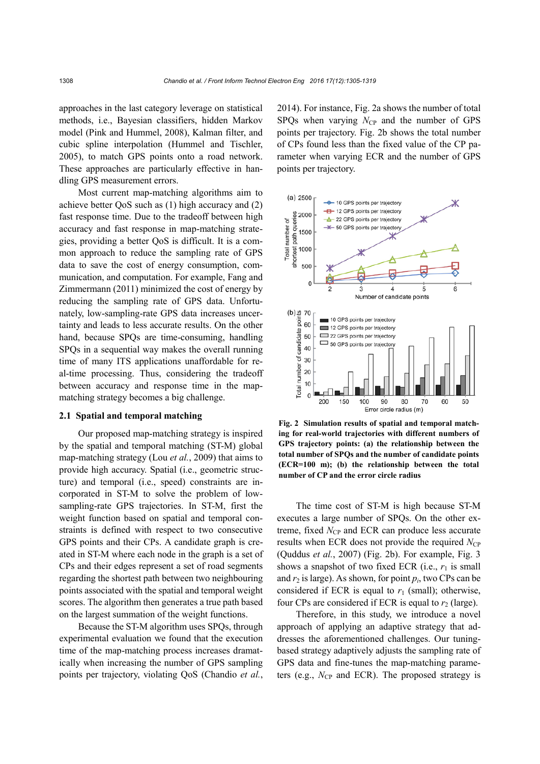approaches in the last category leverage on statistical methods, i.e., Bayesian classifiers, hidden Markov model (Pink and Hummel, 2008), Kalman filter, and cubic spline interpolation (Hummel and Tischler, 2005), to match GPS points onto a road network. These approaches are particularly effective in handling GPS measurement errors.

Most current map-matching algorithms aim to achieve better QoS such as (1) high accuracy and (2) fast response time. Due to the tradeoff between high accuracy and fast response in map-matching strategies, providing a better QoS is difficult. It is a common approach to reduce the sampling rate of GPS data to save the cost of energy consumption, communication, and computation. For example, Fang and Zimmermann (2011) minimized the cost of energy by reducing the sampling rate of GPS data. Unfortunately, low-sampling-rate GPS data increases uncertainty and leads to less accurate results. On the other hand, because SPQs are time-consuming, handling SPQs in a sequential way makes the overall running time of many ITS applications unaffordable for real-time processing. Thus, considering the tradeoff between accuracy and response time in the map-matching strategy becomes a big challenge.

## 2.1 Spatial and temporal matching

Our proposed map-matching strategy is inspired by the spatial and temporal matching (ST-M) global map-matching strategy (Lou *et al.*, 2009) that aims to provide high accuracy. Spatial (i.e., geometric structure) and temporal (i.e., speed) constraints are incorporated in ST-M to solve the problem of low-sampling-rate GPS trajectories. In ST-M, first the weight function based on spatial and temporal constraints is defined with respect to two consecutive GPS points and their CPs. A candidate graph is created in ST-M where each node in the graph is a set of CPs and their edges represent a set of road segments regarding the shortest path between two neighbouring points associated with the spatial and temporal weight scores. The algorithm then generates a true path based on the largest summation of the weight functions.

Because the ST-M algorithm uses SPQs, through experimental evaluation we found that the execution time of the map-matching process increases dramatically when increasing the number of GPS sampling points per trajectory, violating QoS (Chandio *et al.*, 2014). For instance, Fig. 2a shows the number of total SPQs when varying $N_{CP}$ and the number of GPS points per trajectory. Fig. 2b shows the total number of CPs found less than the fixed value of the CP parameter when varying ECR and the number of GPS points per trajectory.

**Fig. 2 Simulation results of spatial and temporal matching for real-world trajectories with different numbers of GPS trajectory points: (a) the relationship between the total number of SPQs and the number of candidate points (ECR=100 m); (b) the relationship between the total number of CP and the error circle radius**

The time cost of ST-M is high because ST-M executes a large number of SPQs. On the other extreme, fixed $N_{CP}$ and ECR can produce less accurate results when ECR does not provide the required $N_{CP}$ (Quddus *et al.*, 2007) (Fig. 2b). For example, Fig. 3 shows a snapshot of two fixed ECR (i.e., $r_1$ is small and $r_2$ is large). As shown, for point $p_i$, two CPs can be considered if ECR is equal to $r_1$ (small); otherwise, four CPs are considered if ECR is equal to $r_2$ (large).

Therefore, in this study, we introduce a novel approach of applying an adaptive strategy that addresses the aforementioned challenges. Our tuning-based strategy adaptively adjusts the sampling rate of GPS data and fine-tunes the map-matching parameters (e.g., $N_{CP}$ and ECR). The proposed strategy is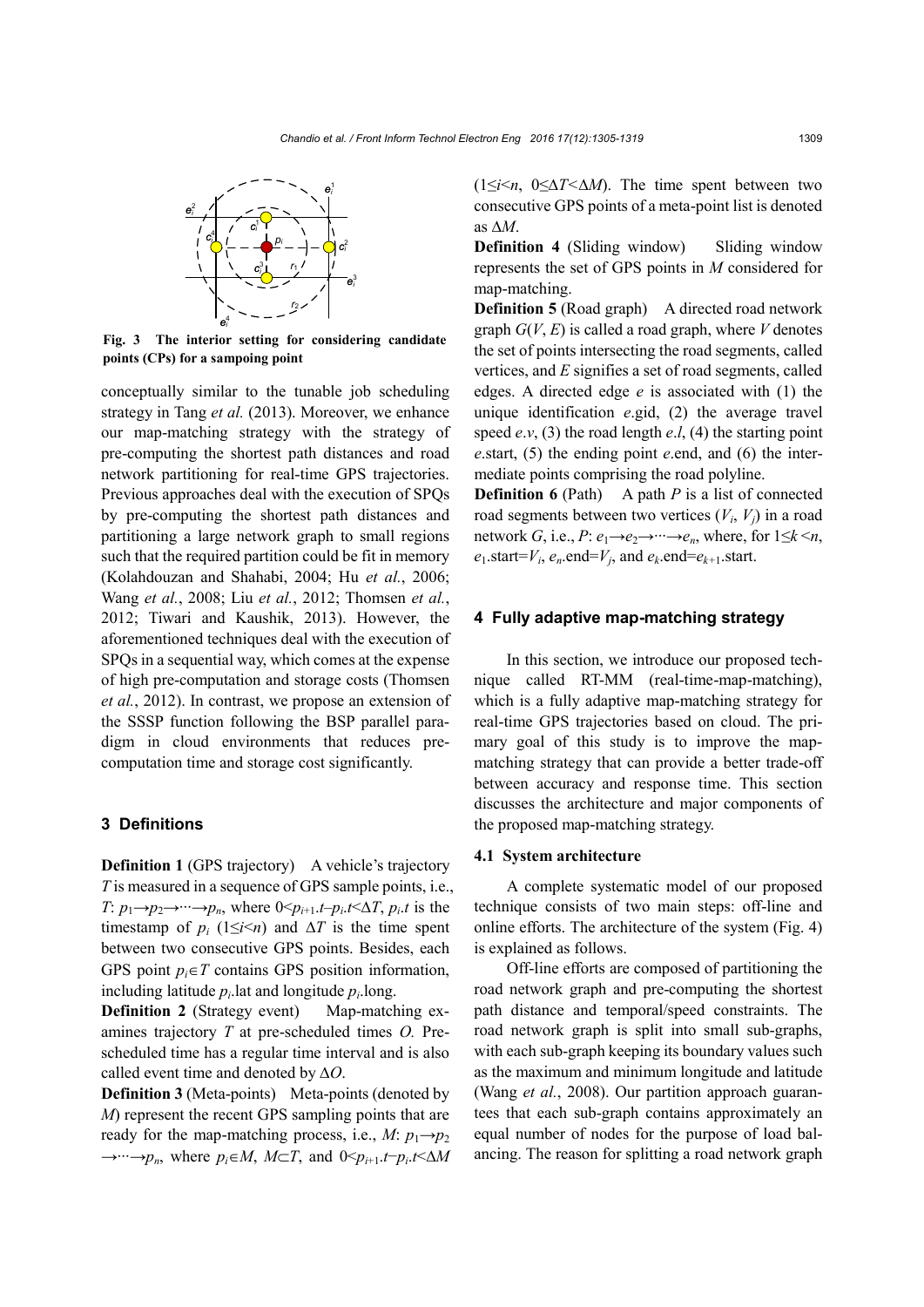Fig. 3 The interior setting for considering candidate points (CPs) for a sampoing point

conceptually similar to the tunable job scheduling strategy in Tang *et al.* (2013). Moreover, we enhance our map-matching strategy with the strategy of pre-computing the shortest path distances and road network partitioning for real-time GPS trajectories. Previous approaches deal with the execution of SPQs by pre-computing the shortest path distances and partitioning a large network graph to small regions such that the required partition could be fit in memory (Kolahdouzan and Shahabi, 2004; Hu *et al.*, 2006; Wang *et al.*, 2008; Liu *et al.*, 2012; Thomsen *et al.*, 2012; Tiwari and Kaushik, 2013). However, the aforementioned techniques deal with the execution of SPQs in a sequential way, which comes at the expense of high pre-computation and storage costs (Thomsen *et al.*, 2012). In contrast, we propose an extension of the SSSP function following the BSP parallel paradigm in cloud environments that reduces pre-computation time and storage cost significantly.

## 3 Definitions

**Definition 1** (GPS trajectory) A vehicle's trajectory $T$ is measured in a sequence of GPS sample points, i.e., $T$: $p_1 \rightarrow p_2 \rightarrow \cdots \rightarrow p_n$, where $0 < p_{i+1}.t - p_i.t < \Delta T$, $p_i.t$ is the timestamp of $p_i$ ($1 \leq i < n$) and $\Delta T$ is the time spent between two consecutive GPS points. Besides, each GPS point $p_i \in T$ contains GPS position information, including latitude $p_i$.lat and longitude $p_i$.long.

**Definition 2** (Strategy event) Map-matching examines trajectory $T$ at pre-scheduled times $O$. Pre-scheduled time has a regular time interval and is also called event time and denoted by $\Delta O$.

**Definition 3** (Meta-points) Meta-points (denoted by $M$) represent the recent GPS sampling points that are ready for the map-matching process, i.e., $M$: $p_1 \rightarrow p_2 \rightarrow \cdots \rightarrow p_n$, where $p_i \in M$, $M \subset T$, and $0 < p_{i+1}.t - p_i.t < \Delta M$ ($1 \leq i < n$, $0 \leq \Delta T < \Delta M$). The time spent between two consecutive GPS points of a meta-point list is denoted as $\Delta M$.

**Definition 4** (Sliding window) Sliding window represents the set of GPS points in $M$ considered for map-matching.

**Definition 5** (Road graph) A directed road network graph $G(V, E)$ is called a road graph, where $V$ denotes the set of points intersecting the road segments, called vertices, and $E$ signifies a set of road segments, called edges. A directed edge $e$ is associated with (1) the unique identification $e$.gid, (2) the average travel speed $e.v$, (3) the road length $e.l$, (4) the starting point $e$.start, (5) the ending point $e$.end, and (6) the intermediate points comprising the road polyline.

**Definition 6** (Path) A path $P$ is a list of connected road segments between two vertices ($V_i$, $V_j$) in a road network $G$, i.e., $P$: $e_1 \rightarrow e_2 \rightarrow \cdots \rightarrow e_n$, where, for $1 \leq k < n$, $e_1$.start$=V_i$, $e_n$.end$=V_j$, and $e_k$.end$=e_{k+1}$.start.

## 4 Fully adaptive map-matching strategy

In this section, we introduce our proposed technique called RT-MM (real-time-map-matching), which is a fully adaptive map-matching strategy for real-time GPS trajectories based on cloud. The primary goal of this study is to improve the map-matching strategy that can provide a better trade-off between accuracy and response time. This section discusses the architecture and major components of the proposed map-matching strategy.

### 4.1 System architecture

A complete systematic model of our proposed technique consists of two main steps: off-line and online efforts. The architecture of the system (Fig. 4) is explained as follows.

Off-line efforts are composed of partitioning the road network graph and pre-computing the shortest path distance and temporal/speed constraints. The road network graph is split into small sub-graphs, with each sub-graph keeping its boundary values such as the maximum and minimum longitude and latitude (Wang *et al.*, 2008). Our partition approach guarantees that each sub-graph contains approximately an equal number of nodes for the purpose of load balancing. The reason for splitting a road network graph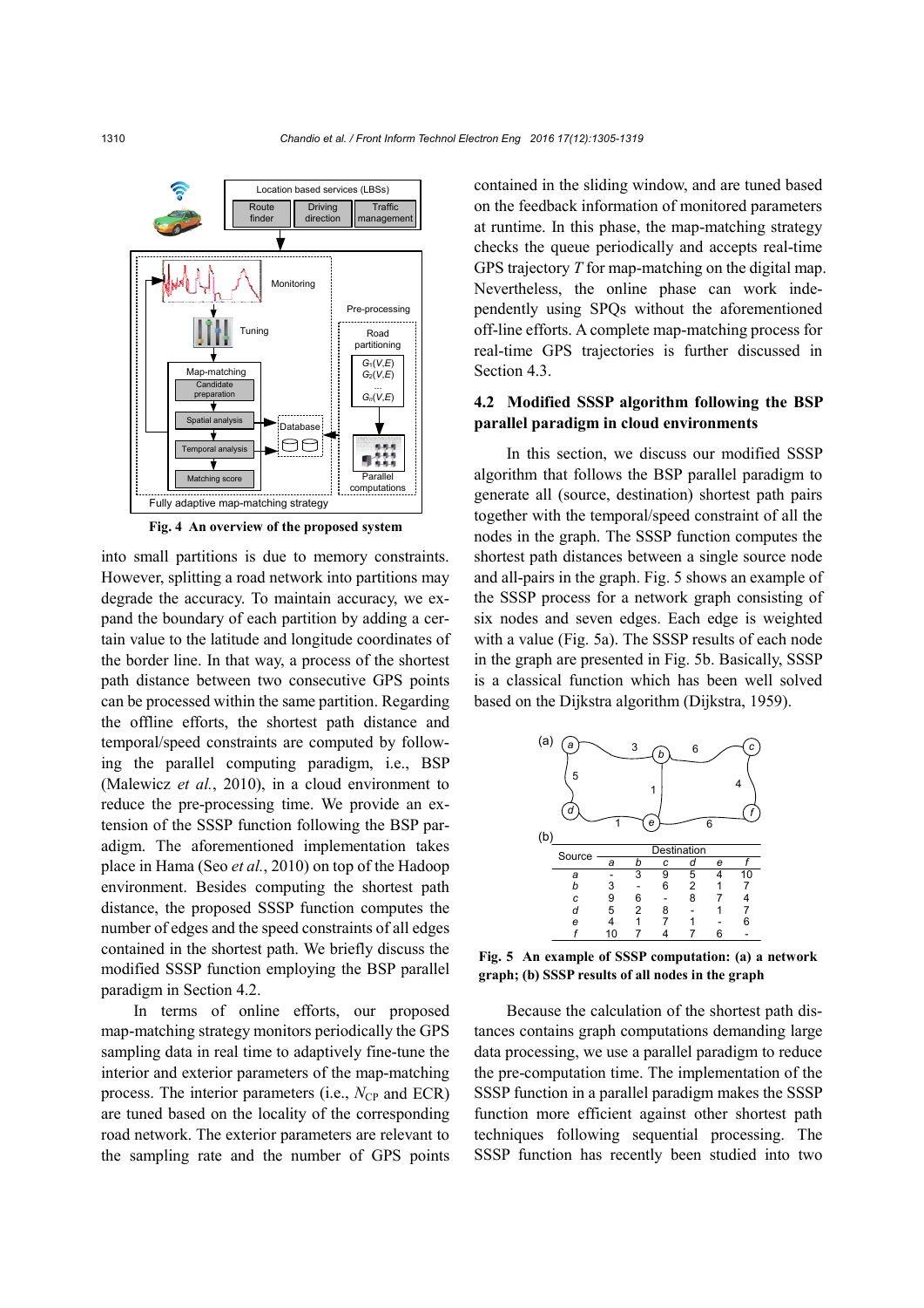Fig. 4 An overview of the proposed system

into small partitions is due to memory constraints. However, splitting a road network into partitions may degrade the accuracy. To maintain accuracy, we expand the boundary of each partition by adding a certain value to the latitude and longitude coordinates of the border line. In that way, a process of the shortest path distance between two consecutive GPS points can be processed within the same partition. Regarding the offline efforts, the shortest path distance and temporal/speed constraints are computed by following the parallel computing paradigm, i.e., BSP (Malewicz *et al.*, 2010), in a cloud environment to reduce the pre-processing time. We provide an extension of the SSSP function following the BSP paradigm. The aforementioned implementation takes place in Hama (Seo *et al.*, 2010) on top of the Hadoop environment. Besides computing the shortest path distance, the proposed SSSP function computes the number of edges and the speed constraints of all edges contained in the shortest path. We briefly discuss the modified SSSP function employing the BSP parallel paradigm in Section 4.2.

In terms of online efforts, our proposed map-matching strategy monitors periodically the GPS sampling data in real time to adaptively fine-tune the interior and exterior parameters of the map-matching process. The interior parameters (i.e., $N_{\mathrm{CP}}$ and ECR) are tuned based on the locality of the corresponding road network. The exterior parameters are relevant to the sampling rate and the number of GPS points contained in the sliding window, and are tuned based on the feedback information of monitored parameters at runtime. In this phase, the map-matching strategy checks the queue periodically and accepts real-time GPS trajectory $T$ for map-matching on the digital map. Nevertheless, the online phase can work independently using SPQs without the aforementioned off-line efforts. A complete map-matching process for real-time GPS trajectories is further discussed in Section 4.3.

## 4.2 Modified SSSP algorithm following the BSP parallel paradigm in cloud environments

In this section, we discuss our modified SSSP algorithm that follows the BSP parallel paradigm to generate all (source, destination) shortest path pairs together with the temporal/speed constraint of all the nodes in the graph. The SSSP function computes the shortest path distances between a single source node and all-pairs in the graph. Fig. 5 shows an example of the SSSP process for a network graph consisting of six nodes and seven edges. Each edge is weighted with a value (Fig. 5a). The SSSP results of each node in the graph are presented in Fig. 5b. Basically, SSSP is a classical function which has been well solved based on the Dijkstra algorithm (Dijkstra, 1959).

(b)

| Source | Destination | | | | | |
|---|---|---|---|---|---|---|
| | *a* | *b* | *c* | *d* | *e* | *f* |
| *a* | - | 3 | 9 | 5 | 4 | 10 |
| *b* | 3 | - | 6 | 2 | 1 | 7 |
| *c* | 9 | 6 | - | 8 | 7 | 4 |
| *d* | 5 | 2 | 8 | - | 1 | 7 |
| *e* | 4 | 1 | 7 | 1 | - | 6 |
| *f* | 10 | 7 | 4 | 7 | 6 | - |

Fig. 5 An example of SSSP computation: (a) a network graph; (b) SSSP results of all nodes in the graph

Because the calculation of the shortest path distances contains graph computations demanding large data processing, we use a parallel paradigm to reduce the pre-computation time. The implementation of the SSSP function in a parallel paradigm makes the SSSP function more efficient against other shortest path techniques following sequential processing. The SSSP function has recently been studied into two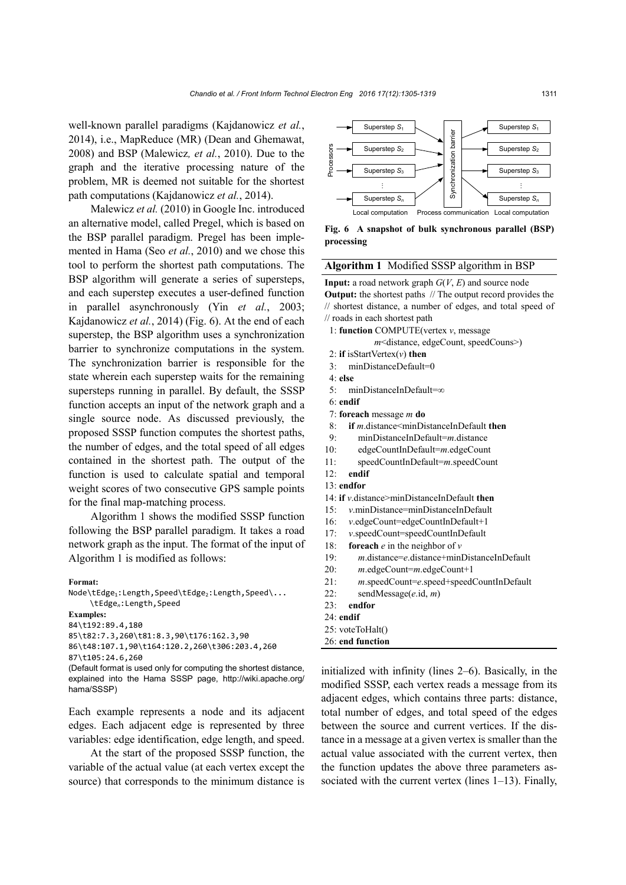well-known parallel paradigms (Kajdanowicz *et al.*, 2014), i.e., MapReduce (MR) (Dean and Ghemawat, 2008) and BSP (Malewicz*, et al.*, 2010). Due to the graph and the iterative processing nature of the problem, MR is deemed not suitable for the shortest path computations (Kajdanowicz *et al.*, 2014).

Malewicz *et al.* (2010) in Google Inc. introduced an alternative model, called Pregel, which is based on the BSP parallel paradigm. Pregel has been implemented in Hama (Seo *et al.*, 2010) and we chose this tool to perform the shortest path computations. The BSP algorithm will generate a series of supersteps, and each superstep executes a user-defined function in parallel asynchronously (Yin *et al.*, 2003; Kajdanowicz *et al.*, 2014) (Fig. 6). At the end of each superstep, the BSP algorithm uses a synchronization barrier to synchronize computations in the system. The synchronization barrier is responsible for the state wherein each superstep waits for the remaining supersteps running in parallel. By default, the SSSP function accepts an input of the network graph and a single source node. As discussed previously, the proposed SSSP function computes the shortest paths, the number of edges, and the total speed of all edges contained in the shortest path. The output of the function is used to calculate spatial and temporal weight scores of two consecutive GPS sample points for the final map-matching process.

Algorithm 1 shows the modified SSSP function following the BSP parallel paradigm. It takes a road network graph as the input. The format of the input of Algorithm 1 is modified as follows:

**Format:**

```
Node\tEdge1:Length,Speed\tEdge2:Length,Speed\...
     \tEdgen:Length,Speed
```

**Examples:**

```
84\t192:89.4,180
85\t82:7.3,260\t81:8.3,90\t176:162.3,90
86\t48:107.1,90\t164:120.2,260\t306:203.4,260
87\t105:24.6,260
```

(Default format is used only for computing the shortest distance, explained into the Hama SSSP page, http://wiki.apache.org/hama/SSSP)

Each example represents a node and its adjacent edges. Each adjacent edge is represented by three variables: edge identification, edge length, and speed.

At the start of the proposed SSSP function, the variable of the actual value (at each vertex except the source) that corresponds to the minimum distance is initialized with infinity (lines 2–6). Basically, in the modified SSSP, each vertex reads a message from its adjacent edges, which contains three parts: distance, total number of edges, and total speed of the edges between the source and current vertices. If the distance in a message at a given vertex is smaller than the actual value associated with the current vertex, then the function updates the above three parameters associated with the current vertex (lines 1–13). Finally,

Superstep $S_1$ | Superstep $S_2$ | Superstep $S_3$ | ⋮ | Superstep $S_n$ — Processors — Synchronization barrier — Superstep $S_1$ | Superstep $S_2$ | Superstep $S_3$ | ⋮ | Superstep $S_n$

Local computation — Process communication — Local computation

**Fig. 6 A snapshot of bulk synchronous parallel (BSP) processing**

**Algorithm 1** Modified SSSP algorithm in BSP

**Input:** a road network graph $G(V, E)$ and source node
**Output:** the shortest paths // The output record provides the // shortest distance, a number of edges, and total speed of // roads in each shortest path

```
1: function COMPUTE(vertex v, message
        m<distance, edgeCount, speedCouns>)
2: if isStartVertex(v) then
3:    minDistanceDefault=0
4: else
5:    minDistanceInDefault=∞
6: endif
7: foreach message m do
8:    if m.distance<minDistanceInDefault then
9:       minDistanceInDefault=m.distance
10:      edgeCountInDefault=m.edgeCount
11:      speedCountInDefault=m.speedCount
12:   endif
13: endfor
14: if v.distance>minDistanceInDefault then
15:    v.minDistance=minDistanceInDefault
16:    v.edgeCount=edgeCountInDefault+1
17:    v.speedCount=speedCountInDefault
18:    foreach e in the neighbor of v
19:       m.distance=e.distance+minDistanceInDefault
20:       m.edgeCount=m.edgeCount+1
21:       m.speedCount=e.speed+speedCountInDefault
22:       sendMessage(e.id, m)
23:    endfor
24: endif
25: voteToHalt()
26: end function
```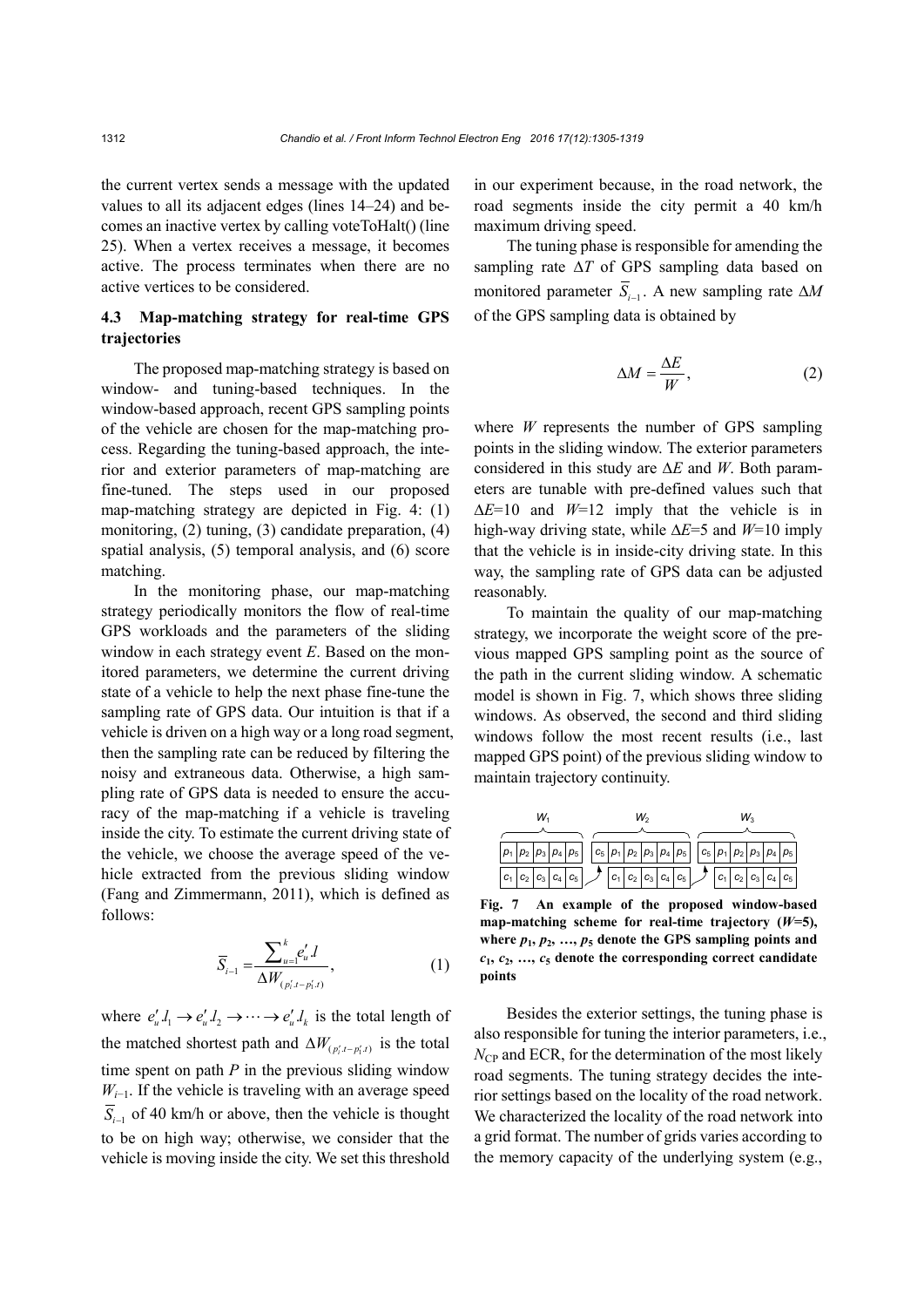the current vertex sends a message with the updated values to all its adjacent edges (lines 14–24) and becomes an inactive vertex by calling voteToHalt() (line 25). When a vertex receives a message, it becomes active. The process terminates when there are no active vertices to be considered.

### 4.3 Map-matching strategy for real-time GPS trajectories

The proposed map-matching strategy is based on window- and tuning-based techniques. In the window-based approach, recent GPS sampling points of the vehicle are chosen for the map-matching process. Regarding the tuning-based approach, the interior and exterior parameters of map-matching are fine-tuned. The steps used in our proposed map-matching strategy are depicted in Fig. 4: (1) monitoring, (2) tuning, (3) candidate preparation, (4) spatial analysis, (5) temporal analysis, and (6) score matching.

In the monitoring phase, our map-matching strategy periodically monitors the flow of real-time GPS workloads and the parameters of the sliding window in each strategy event $E$. Based on the monitored parameters, we determine the current driving state of a vehicle to help the next phase fine-tune the sampling rate of GPS data. Our intuition is that if a vehicle is driven on a high way or a long road segment, then the sampling rate can be reduced by filtering the noisy and extraneous data. Otherwise, a high sampling rate of GPS data is needed to ensure the accuracy of the map-matching if a vehicle is traveling inside the city. To estimate the current driving state of the vehicle, we choose the average speed of the vehicle extracted from the previous sliding window (Fang and Zimmermann, 2011), which is defined as follows:

$$\overline{S}_{i-1} = \frac{\sum_{u=1}^{k} e'_u.l}{\Delta W_{(p'_i.t - p'_1.t)}}, \tag{1}$$

where $e'_u.l_1 \rightarrow e'_u.l_2 \rightarrow \cdots \rightarrow e'_u.l_k$ is the total length of the matched shortest path and $\Delta W_{(p'_i.t - p'_1.t)}$ is the total time spent on path $P$ in the previous sliding window $W_{i-1}$. If the vehicle is traveling with an average speed $\overline{S}_{i-1}$ of 40 km/h or above, then the vehicle is thought to be on high way; otherwise, we consider that the vehicle is moving inside the city. We set this threshold in our experiment because, in the road network, the road segments inside the city permit a 40 km/h maximum driving speed.

The tuning phase is responsible for amending the sampling rate $\Delta T$ of GPS sampling data based on monitored parameter $\overline{S}_{i-1}$. A new sampling rate $\Delta M$ of the GPS sampling data is obtained by

$$\Delta M = \frac{\Delta E}{W}, \tag{2}$$

where $W$ represents the number of GPS sampling points in the sliding window. The exterior parameters considered in this study are $\Delta E$ and $W$. Both parameters are tunable with pre-defined values such that $\Delta E$=10 and $W$=12 imply that the vehicle is in high-way driving state, while $\Delta E$=5 and $W$=10 imply that the vehicle is in inside-city driving state. In this way, the sampling rate of GPS data can be adjusted reasonably.

To maintain the quality of our map-matching strategy, we incorporate the weight score of the previous mapped GPS sampling point as the source of the path in the current sliding window. A schematic model is shown in Fig. 7, which shows three sliding windows. As observed, the second and third sliding windows follow the most recent results (i.e., last mapped GPS point) of the previous sliding window to maintain trajectory continuity.

| $W_1$ | | | | | $W_2$ | | | | | | $W_3$ | | | | | |
|---|---|---|---|---|---|---|---|---|---|---|---|---|---|---|---|---|
| $p_1$ | $p_2$ | $p_3$ | $p_4$ | $p_5$ | $c_5$ | $p_1$ | $p_2$ | $p_3$ | $p_4$ | $p_5$ | $c_5$ | $p_1$ | $p_2$ | $p_3$ | $p_4$ | $p_5$ |
| $c_1$ | $c_2$ | $c_3$ | $c_4$ | $c_5$ | | $c_1$ | $c_2$ | $c_3$ | $c_4$ | $c_5$ | | $c_1$ | $c_2$ | $c_3$ | $c_4$ | $c_5$ |

**Fig. 7 An example of the proposed window-based map-matching scheme for real-time trajectory ($W$=5), where $p_1$, $p_2$, …, $p_5$ denote the GPS sampling points and $c_1$, $c_2$, …, $c_5$ denote the corresponding correct candidate points**

Besides the exterior settings, the tuning phase is also responsible for tuning the interior parameters, i.e., $N_{\text{CP}}$ and ECR, for the determination of the most likely road segments. The tuning strategy decides the interior settings based on the locality of the road network. We characterized the locality of the road network into a grid format. The number of grids varies according to the memory capacity of the underlying system (e.g.,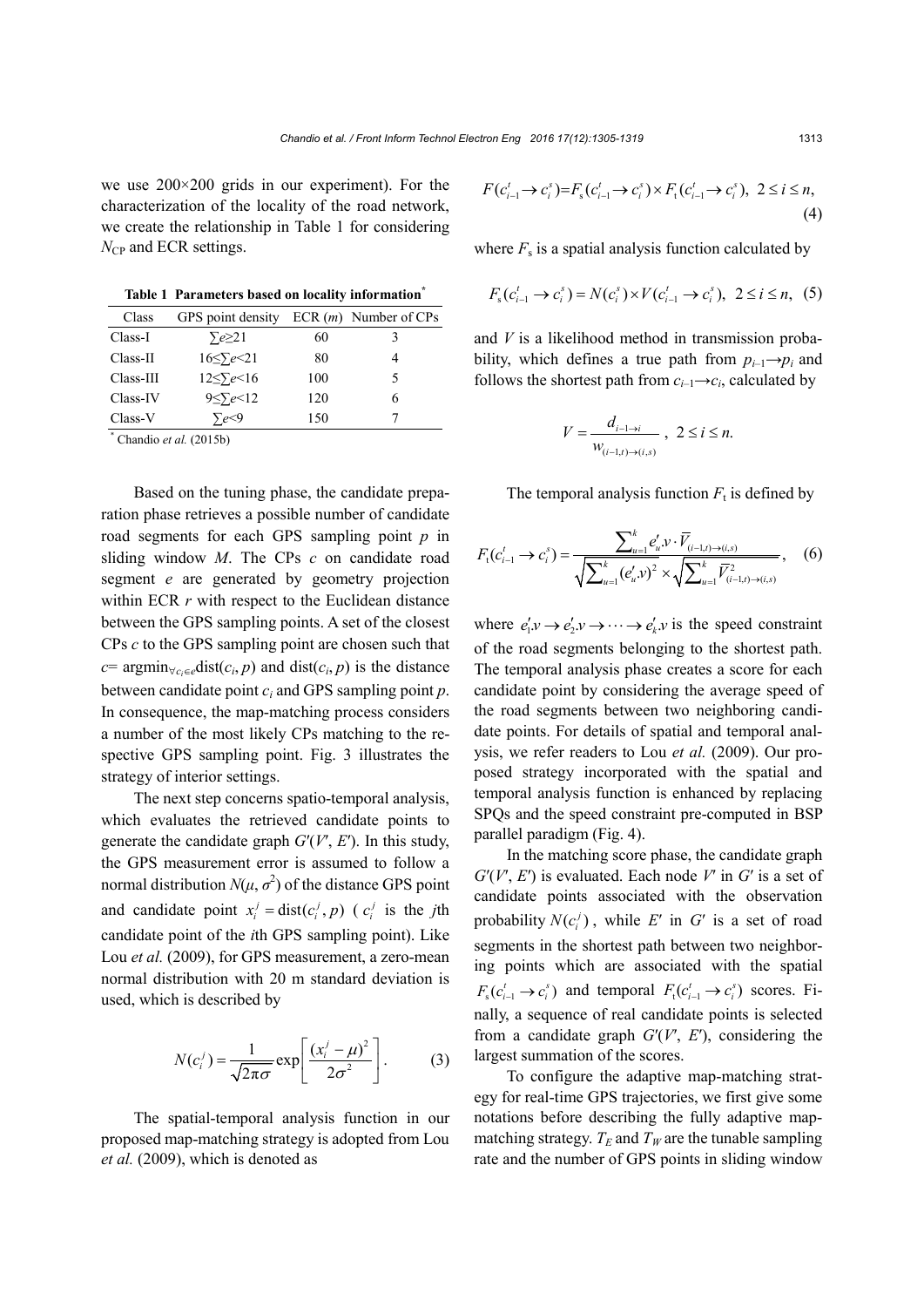we use 200×200 grids in our experiment). For the characterization of the locality of the road network, we create the relationship in Table 1 for considering $N_{\text{CP}}$ and ECR settings.

**Table 1 Parameters based on locality information***

| Class | GPS point density | ECR ($m$) | Number of CPs |
|---|---|---|---|
| Class-I | $\sum e \geq 21$ | 60 | 3 |
| Class-II | $16 \leq \sum e < 21$ | 80 | 4 |
| Class-III | $12 \leq \sum e < 16$ | 100 | 5 |
| Class-IV | $9 \leq \sum e < 12$ | 120 | 6 |
| Class-V | $\sum e < 9$ | 150 | 7 |

* Chandio *et al.* (2015b)

Based on the tuning phase, the candidate preparation phase retrieves a possible number of candidate road segments for each GPS sampling point $p$ in sliding window $M$. The CPs $c$ on candidate road segment $e$ are generated by geometry projection within ECR $r$ with respect to the Euclidean distance between the GPS sampling points. A set of the closest CPs $c$ to the GPS sampling point are chosen such that $c = \text{argmin}_{\forall c_i \in e} \text{dist}(c_i, p)$ and $\text{dist}(c_i, p)$ is the distance between candidate point $c_i$ and GPS sampling point $p$. In consequence, the map-matching process considers a number of the most likely CPs matching to the respective GPS sampling point. Fig. 3 illustrates the strategy of interior settings.

The next step concerns spatio-temporal analysis, which evaluates the retrieved candidate points to generate the candidate graph $G'(V', E')$. In this study, the GPS measurement error is assumed to follow a normal distribution $N(\mu, \sigma^2)$ of the distance GPS point and candidate point $x_i^j = \text{dist}(c_i^j, p)$ ($c_i^j$ is the $j$th candidate point of the $i$th GPS sampling point). Like Lou *et al.* (2009), for GPS measurement, a zero-mean normal distribution with 20 m standard deviation is used, which is described by

$$N(c_i^j) = \frac{1}{\sqrt{2\pi}\sigma} \exp\left[\frac{(x_i^j - \mu)^2}{2\sigma^2}\right]. \tag{3}$$

The spatial-temporal analysis function in our proposed map-matching strategy is adopted from Lou *et al.* (2009), which is denoted as

$$F(c_{i-1}^t \rightarrow c_i^s) = F_s(c_{i-1}^t \rightarrow c_i^s) \times F_t(c_{i-1}^t \rightarrow c_i^s), \ 2 \leq i \leq n, \tag{4}$$

where $F_s$ is a spatial analysis function calculated by

$$F_s(c_{i-1}^t \rightarrow c_i^s) = N(c_i^s) \times V(c_{i-1}^t \rightarrow c_i^s), \ 2 \leq i \leq n, \tag{5}$$

and $V$ is a likelihood method in transmission probability, which defines a true path from $p_{i-1} \rightarrow p_i$ and follows the shortest path from $c_{i-1} \rightarrow c_i$, calculated by

$$V = \frac{d_{i-1 \rightarrow i}}{w_{(i-1,t) \rightarrow (i,s)}}, \ 2 \leq i \leq n.$$

The temporal analysis function $F_t$ is defined by

$$F_t(c_{i-1}^t \rightarrow c_i^s) = \frac{\sum_{u=1}^{k} e'_u.v \cdot \overline{V}_{(i-1,t) \rightarrow (i,s)}}{\sqrt{\sum_{u=1}^{k} (e'_u.v)^2} \times \sqrt{\sum_{u=1}^{k} \overline{V}^2_{(i-1,t) \rightarrow (i,s)}}}, \tag{6}$$

where $e'_1.v \rightarrow e'_2.v \rightarrow \cdots \rightarrow e'_k.v$ is the speed constraint of the road segments belonging to the shortest path. The temporal analysis phase creates a score for each candidate point by considering the average speed of the road segments between two neighboring candidate points. For details of spatial and temporal analysis, we refer readers to Lou *et al.* (2009). Our proposed strategy incorporated with the spatial and temporal analysis function is enhanced by replacing SPQs and the speed constraint pre-computed in BSP parallel paradigm (Fig. 4).

In the matching score phase, the candidate graph $G'(V', E')$ is evaluated. Each node $V'$ in $G'$ is a set of candidate points associated with the observation probability $N(c_i^j)$, while $E'$ in $G'$ is a set of road segments in the shortest path between two neighboring points which are associated with the spatial $F_s(c_{i-1}^t \rightarrow c_i^s)$ and temporal $F_t(c_{i-1}^t \rightarrow c_i^s)$ scores. Finally, a sequence of real candidate points is selected from a candidate graph $G'(V', E')$, considering the largest summation of the scores.

To configure the adaptive map-matching strategy for real-time GPS trajectories, we first give some notations before describing the fully adaptive map-matching strategy. $T_E$ and $T_W$ are the tunable sampling rate and the number of GPS points in sliding window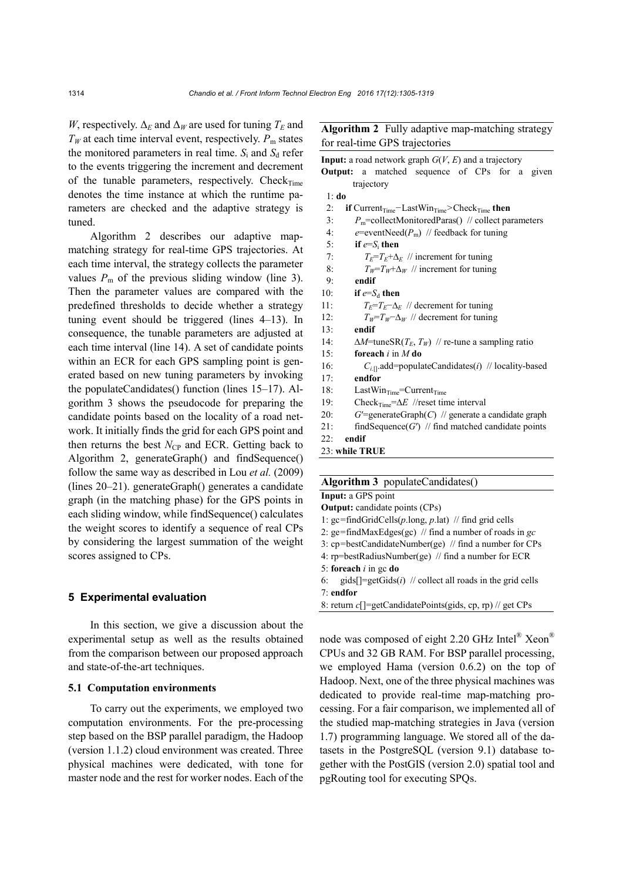$W$, respectively. $\Delta_E$ and $\Delta_W$ are used for tuning $T_E$ and $T_W$ at each time interval event, respectively. $P_m$ states the monitored parameters in real time. $S_i$ and $S_d$ refer to the events triggering the increment and decrement of the tunable parameters, respectively. $\text{Check}_{\text{Time}}$ denotes the time instance at which the runtime parameters are checked and the adaptive strategy is tuned.

Algorithm 2 describes our adaptive map-matching strategy for real-time GPS trajectories. At each time interval, the strategy collects the parameter values $P_m$ of the previous sliding window (line 3). Then the parameter values are compared with the predefined thresholds to decide whether a strategy tuning event should be triggered (lines 4–13). In consequence, the tunable parameters are adjusted at each time interval (line 14). A set of candidate points within an ECR for each GPS sampling point is generated based on new tuning parameters by invoking the populateCandidates() function (lines 15–17). Algorithm 3 shows the pseudocode for preparing the candidate points based on the locality of a road network. It initially finds the grid for each GPS point and then returns the best $N_{\text{CP}}$ and ECR. Getting back to Algorithm 2, generateGraph() and findSequence() follow the same way as described in Lou *et al.* (2009) (lines 20–21). generateGraph() generates a candidate graph (in the matching phase) for the GPS points in each sliding window, while findSequence() calculates the weight scores to identify a sequence of real CPs by considering the largest summation of the weight scores assigned to CPs.

**Algorithm 2** Fully adaptive map-matching strategy for real-time GPS trajectories

**Input:** a road network graph $G(V, E)$ and a trajectory
**Output:** a matched sequence of CPs for a given trajectory

```
1: do
2:   if Current_Time−LastWin_Time>Check_Time then
3:     P_m=collectMonitoredParas()  // collect parameters
4:     e=eventNeed(P_m)  // feedback for tuning
5:     if e=S_i then
7:       T_E=T_E+Δ_E  // increment for tuning
8:       T_W=T_W+Δ_W  // increment for tuning
9:     endif
10:    if e=S_d then
11:      T_E=T_E−Δ_E  // decrement for tuning
12:      T_W=T_W−Δ_W  // decrement for tuning
13:    endif
14:    ΔM=tuneSR(T_E, T_W)  // re-tune a sampling ratio
15:    foreach i in M do
16:      C_{i,[]}.add=populateCandidates(i)  // locality-based
17:    endfor
18:    LastWin_Time=Current_Time
19:    Check_Time=ΔE  //reset time interval
20:    G′=generateGraph(C)  // generate a candidate graph
21:    findSequence(G′)  // find matched candidate points
22:  endif
23: while TRUE
```

**Algorithm 3** populateCandidates()

**Input:** a GPS point
**Output:** candidate points (CPs)

```
1: gc=findGridCells(p.long, p.lat)  // find grid cells
2: ge=findMaxEdges(gc)  // find a number of roads in gc
3: cp=bestCandidateNumber(ge)  // find a number for CPs
4: rp=bestRadiusNumber(ge)  // find a number for ECR
5: foreach i in gc do
6:   gids[]=getGids(i)  // collect all roads in the grid cells
7: endfor
8: return c[]=getCandidatePoints(gids, cp, rp) // get CPs
```

## 5 Experimental evaluation

In this section, we give a discussion about the experimental setup as well as the results obtained from the comparison between our proposed approach and state-of-the-art techniques.

### 5.1 Computation environments

To carry out the experiments, we employed two computation environments. For the pre-processing step based on the BSP parallel paradigm, the Hadoop (version 1.1.2) cloud environment was created. Three physical machines were dedicated, with tone for master node and the rest for worker nodes. Each of the node was composed of eight 2.20 GHz Intel® Xeon® CPUs and 32 GB RAM. For BSP parallel processing, we employed Hama (version 0.6.2) on the top of Hadoop. Next, one of the three physical machines was dedicated to provide real-time map-matching processing. For a fair comparison, we implemented all of the studied map-matching strategies in Java (version 1.7) programming language. We stored all of the datasets in the PostgreSQL (version 9.1) database together with the PostGIS (version 2.0) spatial tool and pgRouting tool for executing SPQs.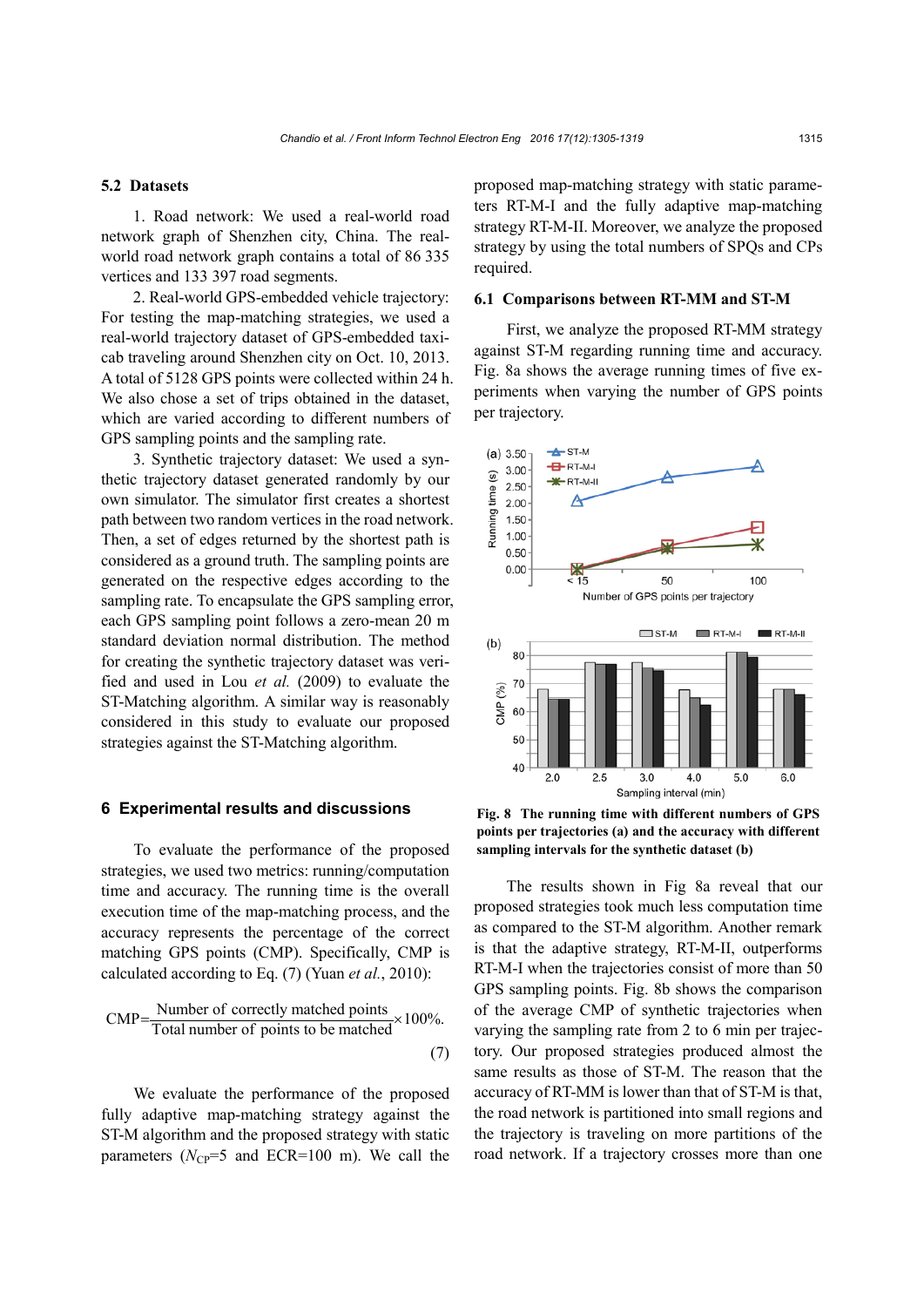### 5.2 Datasets

1. Road network: We used a real-world road network graph of Shenzhen city, China. The real-world road network graph contains a total of 86 335 vertices and 133 397 road segments.

2. Real-world GPS-embedded vehicle trajectory: For testing the map-matching strategies, we used a real-world trajectory dataset of GPS-embedded taxicab traveling around Shenzhen city on Oct. 10, 2013. A total of 5128 GPS points were collected within 24 h. We also chose a set of trips obtained in the dataset, which are varied according to different numbers of GPS sampling points and the sampling rate.

3. Synthetic trajectory dataset: We used a synthetic trajectory dataset generated randomly by our own simulator. The simulator first creates a shortest path between two random vertices in the road network. Then, a set of edges returned by the shortest path is considered as a ground truth. The sampling points are generated on the respective edges according to the sampling rate. To encapsulate the GPS sampling error, each GPS sampling point follows a zero-mean 20 m standard deviation normal distribution. The method for creating the synthetic trajectory dataset was verified and used in Lou *et al.* (2009) to evaluate the ST-Matching algorithm. A similar way is reasonably considered in this study to evaluate our proposed strategies against the ST-Matching algorithm.

## 6 Experimental results and discussions

To evaluate the performance of the proposed strategies, we used two metrics: running/computation time and accuracy. The running time is the overall execution time of the map-matching process, and the accuracy represents the percentage of the correct matching GPS points (CMP). Specifically, CMP is calculated according to Eq. (7) (Yuan *et al.*, 2010):

$$\text{CMP}=\frac{\text{Number of correctly matched points}}{\text{Total number of points to be matched}}\times 100\%. \tag{7}$$

We evaluate the performance of the proposed fully adaptive map-matching strategy against the ST-M algorithm and the proposed strategy with static parameters ($N_{\text{CP}}$=5 and ECR=100 m). We call the proposed map-matching strategy with static parameters RT-M-I and the fully adaptive map-matching strategy RT-M-II. Moreover, we analyze the proposed strategy by using the total numbers of SPQs and CPs required.

### 6.1 Comparisons between RT-MM and ST-M

First, we analyze the proposed RT-MM strategy against ST-M regarding running time and accuracy. Fig. 8a shows the average running times of five experiments when varying the number of GPS points per trajectory.

**Fig. 8 The running time with different numbers of GPS points per trajectories (a) and the accuracy with different sampling intervals for the synthetic dataset (b)**

The results shown in Fig 8a reveal that our proposed strategies took much less computation time as compared to the ST-M algorithm. Another remark is that the adaptive strategy, RT-M-II, outperforms RT-M-I when the trajectories consist of more than 50 GPS sampling points. Fig. 8b shows the comparison of the average CMP of synthetic trajectories when varying the sampling rate from 2 to 6 min per trajectory. Our proposed strategies produced almost the same results as those of ST-M. The reason that the accuracy of RT-MM is lower than that of ST-M is that, the road network is partitioned into small regions and the trajectory is traveling on more partitions of the road network. If a trajectory crosses more than one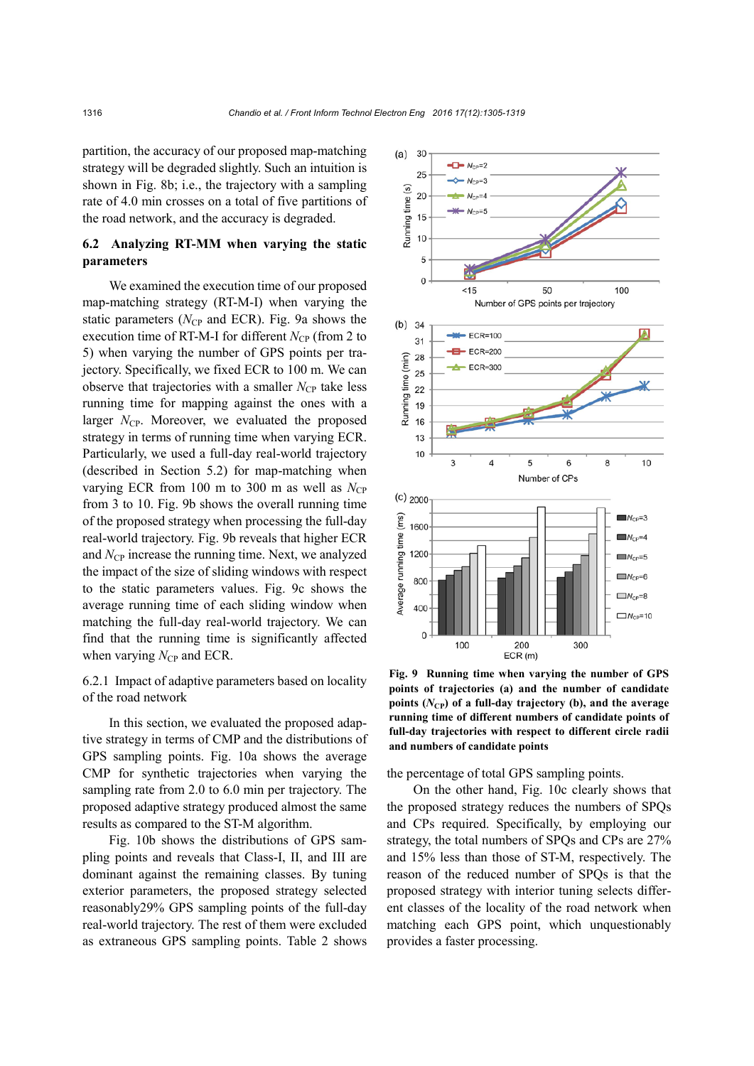partition, the accuracy of our proposed map-matching strategy will be degraded slightly. Such an intuition is shown in Fig. 8b; i.e., the trajectory with a sampling rate of 4.0 min crosses on a total of five partitions of the road network, and the accuracy is degraded.

### 6.2 Analyzing RT-MM when varying the static parameters

We examined the execution time of our proposed map-matching strategy (RT-M-I) when varying the static parameters ($N_{CP}$ and ECR). Fig. 9a shows the execution time of RT-M-I for different $N_{CP}$ (from 2 to 5) when varying the number of GPS points per trajectory. Specifically, we fixed ECR to 100 m. We can observe that trajectories with a smaller $N_{CP}$ take less running time for mapping against the ones with a larger $N_{CP}$. Moreover, we evaluated the proposed strategy in terms of running time when varying ECR. Particularly, we used a full-day real-world trajectory (described in Section 5.2) for map-matching when varying ECR from 100 m to 300 m as well as $N_{CP}$ from 3 to 10. Fig. 9b shows the overall running time of the proposed strategy when processing the full-day real-world trajectory. Fig. 9b reveals that higher ECR and $N_{CP}$ increase the running time. Next, we analyzed the impact of the size of sliding windows with respect to the static parameters values. Fig. 9c shows the average running time of each sliding window when matching the full-day real-world trajectory. We can find that the running time is significantly affected when varying $N_{CP}$ and ECR.

#### 6.2.1 Impact of adaptive parameters based on locality of the road network

In this section, we evaluated the proposed adaptive strategy in terms of CMP and the distributions of GPS sampling points. Fig. 10a shows the average CMP for synthetic trajectories when varying the sampling rate from 2.0 to 6.0 min per trajectory. The proposed adaptive strategy produced almost the same results as compared to the ST-M algorithm.

Fig. 10b shows the distributions of GPS sampling points and reveals that Class-I, II, and III are dominant against the remaining classes. By tuning exterior parameters, the proposed strategy selected reasonably29% GPS sampling points of the full-day real-world trajectory. The rest of them were excluded as extraneous GPS sampling points. Table 2 shows the percentage of total GPS sampling points.

On the other hand, Fig. 10c clearly shows that the proposed strategy reduces the numbers of SPQs and CPs required. Specifically, by employing our strategy, the total numbers of SPQs and CPs are 27% and 15% less than those of ST-M, respectively. The reason of the reduced number of SPQs is that the proposed strategy with interior tuning selects different classes of the locality of the road network when matching each GPS point, which unquestionably provides a faster processing.

**Fig. 9 Running time when varying the number of GPS points of trajectories (a) and the number of candidate points ($N_{CP}$) of a full-day trajectory (b), and the average running time of different numbers of candidate points of full-day trajectories with respect to different circle radii and numbers of candidate points**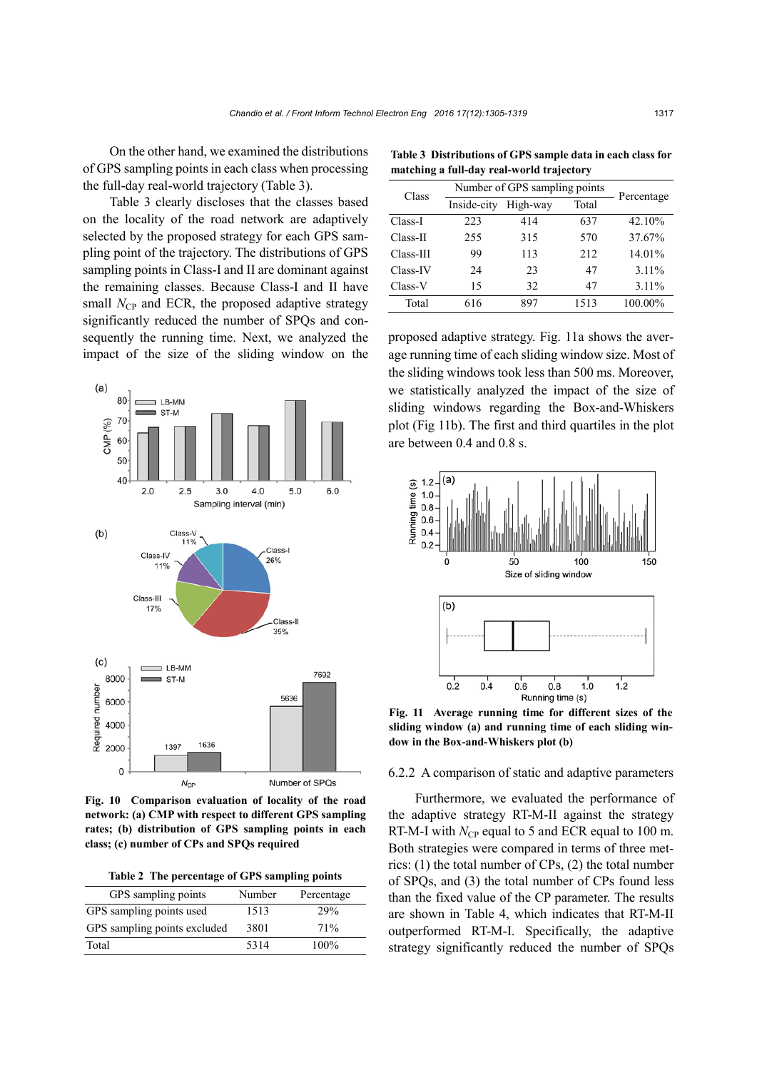On the other hand, we examined the distributions of GPS sampling points in each class when processing the full-day real-world trajectory (Table 3).

Table 3 clearly discloses that the classes based on the locality of the road network are adaptively selected by the proposed strategy for each GPS sampling point of the trajectory. The distributions of GPS sampling points in Class-I and II are dominant against the remaining classes. Because Class-I and II have small $N_{CP}$ and ECR, the proposed adaptive strategy significantly reduced the number of SPQs and consequently the running time. Next, we analyzed the impact of the size of the sliding window on the proposed adaptive strategy. Fig. 11a shows the average running time of each sliding window size. Most of the sliding windows took less than 500 ms. Moreover, we statistically analyzed the impact of the size of sliding windows regarding the Box-and-Whiskers plot (Fig 11b). The first and third quartiles in the plot are between 0.4 and 0.8 s.

**Table 3 Distributions of GPS sample data in each class for matching a full-day real-world trajectory**

| Class | Number of GPS sampling points | | | Percentage |
|---|---|---|---|---|
| | Inside-city | High-way | Total | |
| Class-I | 223 | 414 | 637 | 42.10% |
| Class-II | 255 | 315 | 570 | 37.67% |
| Class-III | 99 | 113 | 212 | 14.01% |
| Class-IV | 24 | 23 | 47 | 3.11% |
| Class-V | 15 | 32 | 47 | 3.11% |
| Total | 616 | 897 | 1513 | 100.00% |

**Fig. 10 Comparison evaluation of locality of the road network: (a) CMP with respect to different GPS sampling rates; (b) distribution of GPS sampling points in each class; (c) number of CPs and SPQs required**

**Table 2 The percentage of GPS sampling points**

| GPS sampling points | Number | Percentage |
|---|---|---|
| GPS sampling points used | 1513 | 29% |
| GPS sampling points excluded | 3801 | 71% |
| Total | 5314 | 100% |

**Fig. 11 Average running time for different sizes of the sliding window (a) and running time of each sliding window in the Box-and-Whiskers plot (b)**

### 6.2.2 A comparison of static and adaptive parameters

Furthermore, we evaluated the performance of the adaptive strategy RT-M-II against the strategy RT-M-I with $N_{CP}$ equal to 5 and ECR equal to 100 m. Both strategies were compared in terms of three metrics: (1) the total number of CPs, (2) the total number of SPQs, and (3) the total number of CPs found less than the fixed value of the CP parameter. The results are shown in Table 4, which indicates that RT-M-II outperformed RT-M-I. Specifically, the adaptive strategy significantly reduced the number of SPQs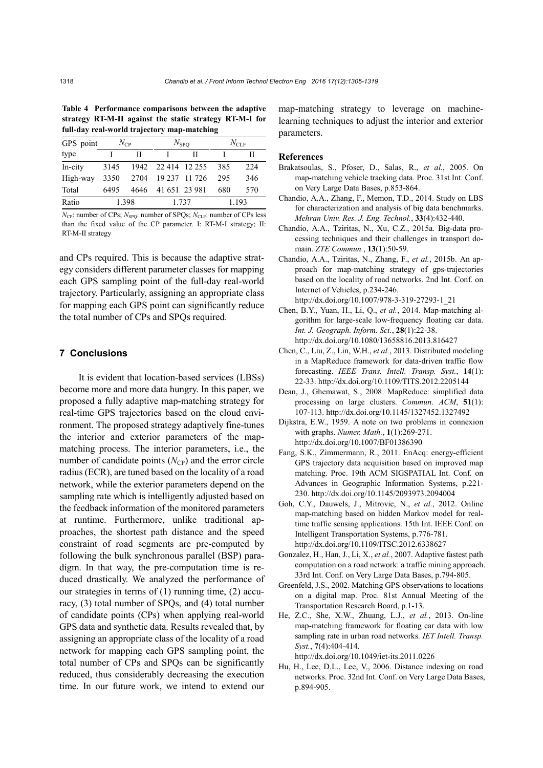**Table 4 Performance comparisons between the adaptive strategy RT-M-II against the static strategy RT-M-I for full-day real-world trajectory map-matching**

| GPS point type | $N_{CP}$ | | $N_{SPQ}$ | | $N_{CLF}$ | |
|---|---|---|---|---|---|---|
| | I | II | I | II | I | II |
| In-city | 3145 | 1942 | 22 414 | 12 255 | 385 | 224 |
| High-way | 3350 | 2704 | 19 237 | 11 726 | 295 | 346 |
| Total | 6495 | 4646 | 41 651 | 23 981 | 680 | 570 |
| Ratio | 1.398 | | 1.737 | | 1.193 | |

$N_{CP}$: number of CPs; $N_{SPQ}$: number of SPQs; $N_{CLF}$: number of CPs less than the fixed value of the CP parameter. I: RT-M-I strategy; II: RT-M-II strategy

and CPs required. This is because the adaptive strategy considers different parameter classes for mapping each GPS sampling point of the full-day real-world trajectory. Particularly, assigning an appropriate class for mapping each GPS point can significantly reduce the total number of CPs and SPQs required.

## 7 Conclusions

It is evident that location-based services (LBSs) become more and more data hungry. In this paper, we proposed a fully adaptive map-matching strategy for real-time GPS trajectories based on the cloud environment. The proposed strategy adaptively fine-tunes the interior and exterior parameters of the map-matching process. The interior parameters, i.e., the number of candidate points ($N_{CP}$) and the error circle radius (ECR), are tuned based on the locality of a road network, while the exterior parameters depend on the sampling rate which is intelligently adjusted based on the feedback information of the monitored parameters at runtime. Furthermore, unlike traditional approaches, the shortest path distance and the speed constraint of road segments are pre-computed by following the bulk synchronous parallel (BSP) paradigm. In that way, the pre-computation time is reduced drastically. We analyzed the performance of our strategies in terms of (1) running time, (2) accuracy, (3) total number of SPQs, and (4) total number of candidate points (CPs) when applying real-world GPS data and synthetic data. Results revealed that, by assigning an appropriate class of the locality of a road network for mapping each GPS sampling point, the total number of CPs and SPQs can be significantly reduced, thus considerably decreasing the execution time. In our future work, we intend to extend our map-matching strategy to leverage on machine-learning techniques to adjust the interior and exterior parameters.

## References

Brakatsoulas, S., Pfoser, D., Salas, R., *et al.*, 2005. On map-matching vehicle tracking data. Proc. 31st Int. Conf. on Very Large Data Bases, p.853-864.

Chandio, A.A., Zhang, F., Memon, T.D., 2014. Study on LBS for characterization and analysis of big data benchmarks. *Mehran Univ. Res. J. Eng. Technol.*, **33**(4):432-440.

Chandio, A.A., Tziritas, N., Xu, C.Z., 2015a. Big-data processing techniques and their challenges in transport domain. *ZTE Commun.*, **13**(1):50-59.

Chandio, A.A., Tziritas, N., Zhang, F., *et al.*, 2015b. An approach for map-matching strategy of gps-trajectories based on the locality of road networks. 2nd Int. Conf. on Internet of Vehicles, p.234-246. http://dx.doi.org/10.1007/978-3-319-27293-1_21

Chen, B.Y., Yuan, H., Li, Q., *et al.*, 2014. Map-matching algorithm for large-scale low-frequency floating car data. *Int. J. Geograph. Inform. Sci.*, **28**(1):22-38. http://dx.doi.org/10.1080/13658816.2013.816427

Chen, C., Liu, Z., Lin, W.H., *et al.*, 2013. Distributed modeling in a MapReduce framework for data-driven traffic flow forecasting. *IEEE Trans. Intell. Transp. Syst.*, **14**(1): 22-33. http://dx.doi.org/10.1109/TITS.2012.2205144

Dean, J., Ghemawat, S., 2008. MapReduce: simplified data processing on large clusters. *Commun. ACM*, **51**(1): 107-113. http://dx.doi.org/10.1145/1327452.1327492

Dijkstra, E.W., 1959. A note on two problems in connexion with graphs. *Numer. Math.*, **1**(1):269-271. http://dx.doi.org/10.1007/BF01386390

Fang, S.K., Zimmermann, R., 2011. EnAcq: energy-efficient GPS trajectory data acquisition based on improved map matching. Proc. 19th ACM SIGSPATIAL Int. Conf. on Advances in Geographic Information Systems, p.221-230. http://dx.doi.org/10.1145/2093973.2094004

Goh, C.Y., Dauwels, J., Mitrovic, N., *et al.*, 2012. Online map-matching based on hidden Markov model for real-time traffic sensing applications. 15th Int. IEEE Conf. on Intelligent Transportation Systems, p.776-781. http://dx.doi.org/10.1109/ITSC.2012.6338627

Gonzalez, H., Han, J., Li, X., *et al.*, 2007. Adaptive fastest path computation on a road network: a traffic mining approach. 33rd Int. Conf. on Very Large Data Bases, p.794-805.

Greenfeld, J.S., 2002. Matching GPS observations to locations on a digital map. Proc. 81st Annual Meeting of the Transportation Research Board, p.1-13.

He, Z.C., She, X.W., Zhuang, L.J., *et al.*, 2013. On-line map-matching framework for floating car data with low sampling rate in urban road networks. *IET Intell. Transp. Syst.*, **7**(4):404-414. http://dx.doi.org/10.1049/iet-its.2011.0226

Hu, H., Lee, D.L., Lee, V., 2006. Distance indexing on road networks. Proc. 32nd Int. Conf. on Very Large Data Bases, p.894-905.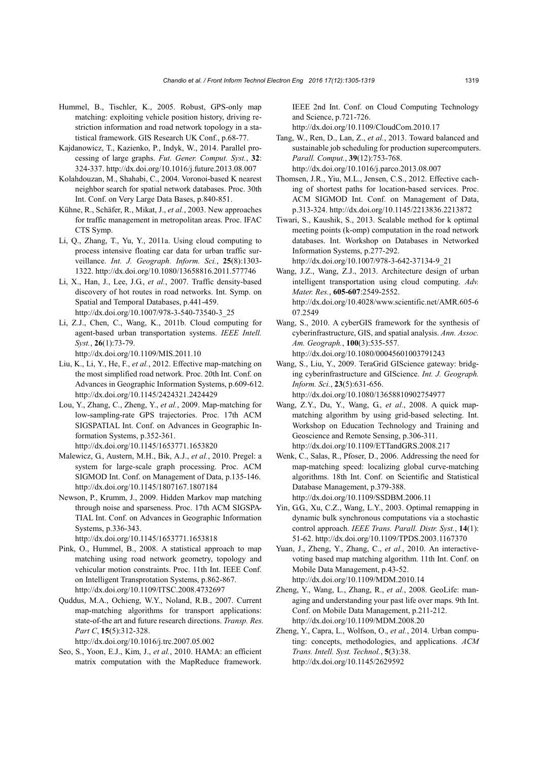Hummel, B., Tischler, K., 2005. Robust, GPS-only map matching: exploiting vehicle position history, driving restriction information and road network topology in a statistical framework. GIS Research UK Conf., p.68-77.

Kajdanowicz, T., Kazienko, P., Indyk, W., 2014. Parallel processing of large graphs. *Fut. Gener. Comput. Syst.*, **32**: 324-337. http://dx.doi.org/10.1016/j.future.2013.08.007

Kolahdouzan, M., Shahabi, C., 2004. Voronoi-based K nearest neighbor search for spatial network databases. Proc. 30th Int. Conf. on Very Large Data Bases, p.840-851.

Kühne, R., Schäfer, R., Mikat, J., *et al.*, 2003. New approaches for traffic management in metropolitan areas. Proc. IFAC CTS Symp.

Li, Q., Zhang, T., Yu, Y., 2011a. Using cloud computing to process intensive floating car data for urban traffic surveillance. *Int. J. Geograph. Inform. Sci.*, **25**(8):1303-1322. http://dx.doi.org/10.1080/13658816.2011.577746

Li, X., Han, J., Lee, J.G., *et al.*, 2007. Traffic density-based discovery of hot routes in road networks. Int. Symp. on Spatial and Temporal Databases, p.441-459. http://dx.doi.org/10.1007/978-3-540-73540-3_25

Li, Z.J., Chen, C., Wang, K., 2011b. Cloud computing for agent-based urban transportation systems. *IEEE Intell. Syst.*, **26**(1):73-79. http://dx.doi.org/10.1109/MIS.2011.10

Liu, K., Li, Y., He, F., *et al.*, 2012. Effective map-matching on the most simplified road network. Proc. 20th Int. Conf. on Advances in Geographic Information Systems, p.609-612. http://dx.doi.org/10.1145/2424321.2424429

Lou, Y., Zhang, C., Zheng, Y., *et al.*, 2009. Map-matching for low-sampling-rate GPS trajectories. Proc. 17th ACM SIGSPATIAL Int. Conf. on Advances in Geographic Information Systems, p.352-361. http://dx.doi.org/10.1145/1653771.1653820

Malewicz, G., Austern, M.H., Bik, A.J., *et al.*, 2010. Pregel: a system for large-scale graph processing. Proc. ACM SIGMOD Int. Conf. on Management of Data, p.135-146. http://dx.doi.org/10.1145/1807167.1807184

Newson, P., Krumm, J., 2009. Hidden Markov map matching through noise and sparseness. Proc. 17th ACM SIGSPATIAL Int. Conf. on Advances in Geographic Information Systems, p.336-343. http://dx.doi.org/10.1145/1653771.1653818

Pink, O., Hummel, B., 2008. A statistical approach to map matching using road network geometry, topology and vehicular motion constraints. Proc. 11th Int. IEEE Conf. on Intelligent Transprotation Systems, p.862-867. http://dx.doi.org/10.1109/ITSC.2008.4732697

Quddus, M.A., Ochieng, W.Y., Noland, R.B., 2007. Current map-matching algorithms for transport applications: state-of-the art and future research directions. *Transp. Res. Part C*, **15**(5):312-328. http://dx.doi.org/10.1016/j.trc.2007.05.002

Seo, S., Yoon, E.J., Kim, J., *et al.*, 2010. HAMA: an efficient matrix computation with the MapReduce framework. IEEE 2nd Int. Conf. on Cloud Computing Technology and Science, p.721-726. http://dx.doi.org/10.1109/CloudCom.2010.17

Tang, W., Ren, D., Lan, Z., *et al.*, 2013. Toward balanced and sustainable job scheduling for production supercomputers. *Parall. Comput.*, **39**(12):753-768. http://dx.doi.org/10.1016/j.parco.2013.08.007

Thomsen, J.R., Yiu, M.L., Jensen, C.S., 2012. Effective caching of shortest paths for location-based services. Proc. ACM SIGMOD Int. Conf. on Management of Data, p.313-324. http://dx.doi.org/10.1145/2213836.2213872

Tiwari, S., Kaushik, S., 2013. Scalable method for k optimal meeting points (k-omp) computation in the road network databases. Int. Workshop on Databases in Networked Information Systems, p.277-292. http://dx.doi.org/10.1007/978-3-642-37134-9_21

Wang, J.Z., Wang, Z.J., 2013. Architecture design of urban intelligent transportation using cloud computing. *Adv. Mater. Res.*, **605-607**:2549-2552. http://dx.doi.org/10.4028/www.scientific.net/AMR.605-607.2549

Wang, S., 2010. A cyberGIS framework for the synthesis of cyberinfrastructure, GIS, and spatial analysis. *Ann. Assoc. Am. Geograph.*, **100**(3):535-557. http://dx.doi.org/10.1080/00045601003791243

Wang, S., Liu, Y., 2009. TeraGrid GIScience gateway: bridging cyberinfrastructure and GIScience. *Int. J. Geograph. Inform. Sci.*, **23**(5):631-656. http://dx.doi.org/10.1080/13658810902754977

Wang, Z.Y., Du, Y., Wang, G., *et al.*, 2008. A quick map-matching algorithm by using grid-based selecting. Int. Workshop on Education Technology and Training and Geoscience and Remote Sensing, p.306-311. http://dx.doi.org/10.1109/ETTandGRS.2008.217

Wenk, C., Salas, R., Pfoser, D., 2006. Addressing the need for map-matching speed: localizing global curve-matching algorithms. 18th Int. Conf. on Scientific and Statistical Database Management, p.379-388. http://dx.doi.org/10.1109/SSDBM.2006.11

Yin, G.G., Xu, C.Z., Wang, L.Y., 2003. Optimal remapping in dynamic bulk synchronous computations via a stochastic control approach. *IEEE Trans. Parall. Distr. Syst.*, **14**(1): 51-62. http://dx.doi.org/10.1109/TPDS.2003.1167370

Yuan, J., Zheng, Y., Zhang, C., *et al.*, 2010. An interactive-voting based map matching algorithm. 11th Int. Conf. on Mobile Data Management, p.43-52. http://dx.doi.org/10.1109/MDM.2010.14

Zheng, Y., Wang, L., Zhang, R., *et al.*, 2008. GeoLife: managing and understanding your past life over maps. 9th Int. Conf. on Mobile Data Management, p.211-212. http://dx.doi.org/10.1109/MDM.2008.20

Zheng, Y., Capra, L., Wolfson, O., *et al.*, 2014. Urban computing: concepts, methodologies, and applications. *ACM Trans. Intell. Syst. Technol.*, **5**(3):38. http://dx.doi.org/10.1145/2629592